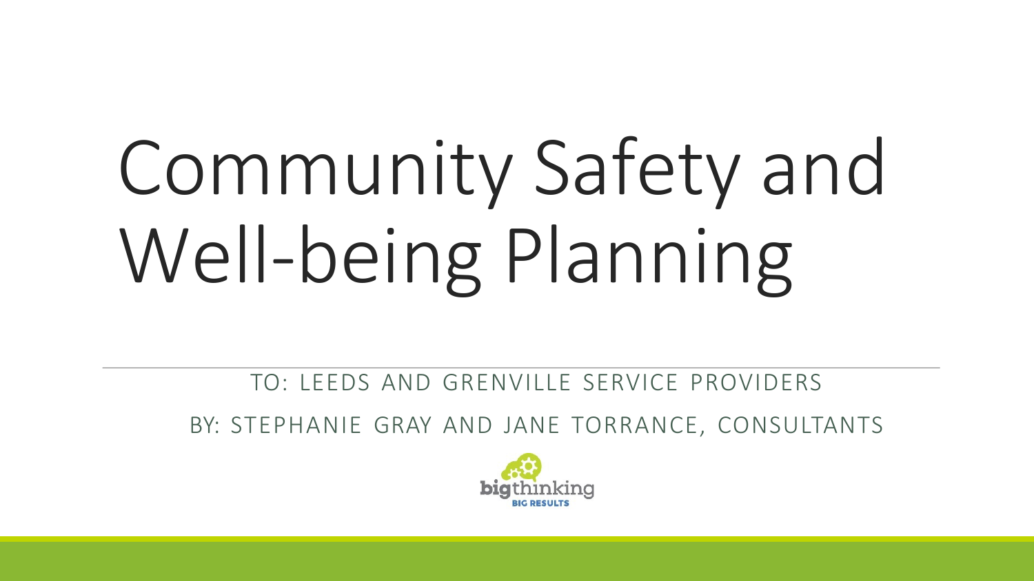# Community Safety and Well-being Planning

TO: LEEDS AND GRENVILLE SERVICE PROVIDERS

BY: STEPHANIE GRAY AND JANE TORRANCE, CONSULTANTS

bigthinking BIG RESULTS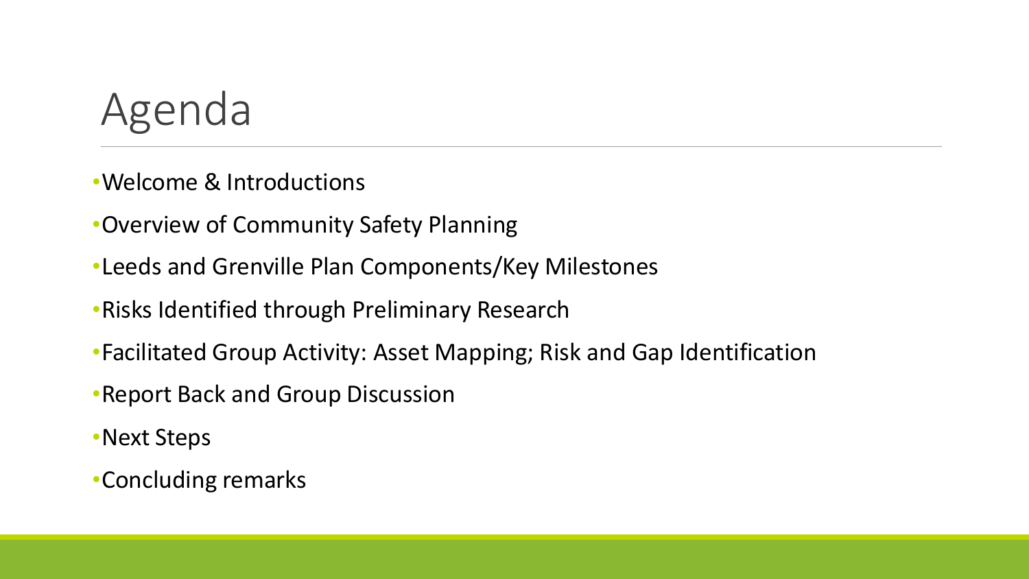# Agenda

- Welcome & Introductions
- Overview of Community Safety Planning
- Leeds and Grenville Plan Components/Key Milestones
- Risks Identified through Preliminary Research
- Facilitated Group Activity: Asset Mapping; Risk and Gap Identification
- Report Back and Group Discussion
- Next Steps
- Concluding remarks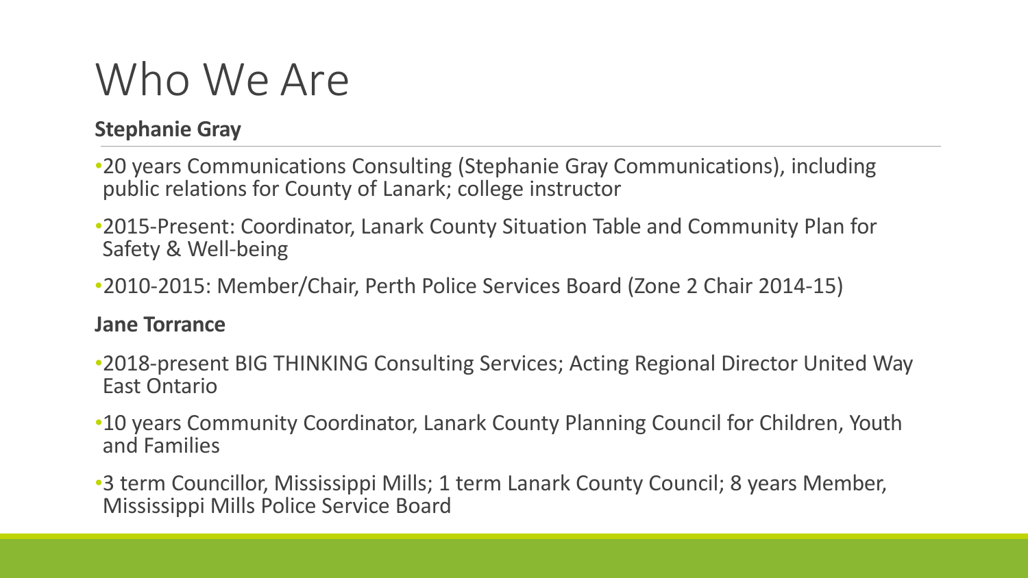# Who We Are

**Stephanie Gray**

- 20 years Communications Consulting (Stephanie Gray Communications), including public relations for County of Lanark; college instructor
- 2015-Present: Coordinator, Lanark County Situation Table and Community Plan for Safety & Well-being
- 2010-2015: Member/Chair, Perth Police Services Board (Zone 2 Chair 2014-15)

**Jane Torrance**

- 2018-present BIG THINKING Consulting Services; Acting Regional Director United Way East Ontario
- 10 years Community Coordinator, Lanark County Planning Council for Children, Youth and Families
- 3 term Councillor, Mississippi Mills; 1 term Lanark County Council; 8 years Member, Mississippi Mills Police Service Board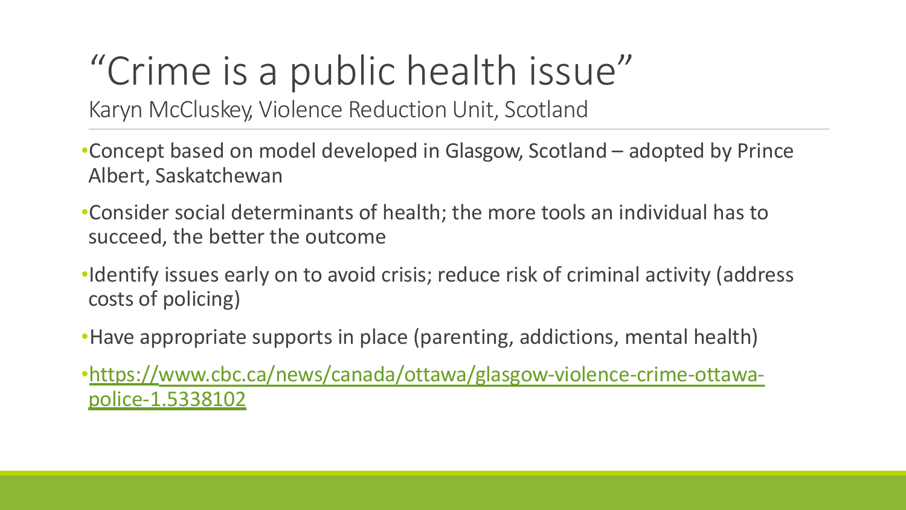# "Crime is a public health issue"

Karyn McCluskey, Violence Reduction Unit, Scotland

- Concept based on model developed in Glasgow, Scotland – adopted by Prince Albert, Saskatchewan
- Consider social determinants of health; the more tools an individual has to succeed, the better the outcome
- Identify issues early on to avoid crisis; reduce risk of criminal activity (address costs of policing)
- Have appropriate supports in place (parenting, addictions, mental health)
- [https://www.cbc.ca/news/canada/ottawa/glasgow-violence-crime-ottawa-police-1.5338102](https://www.cbc.ca/news/canada/ottawa/glasgow-violence-crime-ottawa-police-1.5338102)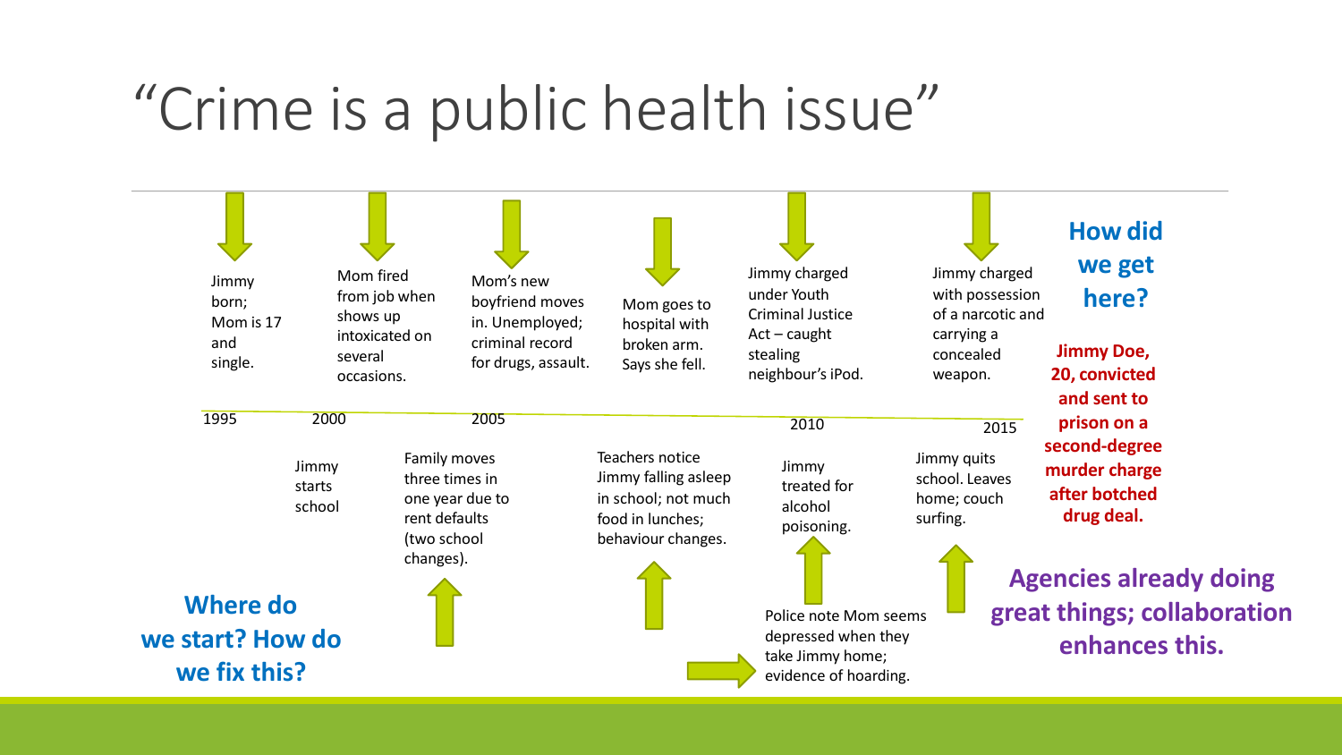# "Crime is a public health issue"

**How did we get here?**

- **1995** — Jimmy born; Mom is 17 and single.
- **2000** — Jimmy starts school
- Mom fired from job when shows up intoxicated on several occasions.
- Family moves three times in one year due to rent defaults (two school changes).
- **2005** — Mom's new boyfriend moves in. Unemployed; criminal record for drugs, assault.
- Mom goes to hospital with broken arm. Says she fell.
- Teachers notice Jimmy falling asleep in school; not much food in lunches; behaviour changes.
- Police note Mom seems depressed when they take Jimmy home; evidence of hoarding.
- **2010** — Jimmy charged under Youth Criminal Justice Act – caught stealing neighbour's iPod.
- Jimmy treated for alcohol poisoning.
- Jimmy quits school. Leaves home; couch surfing.
- **2015** — Jimmy charged with possession of a narcotic and carrying a concealed weapon.

**Jimmy Doe, 20, convicted and sent to prison on a second-degree murder charge after botched drug deal.**

**Where do we start? How do we fix this?**

**Agencies already doing great things; collaboration enhances this.**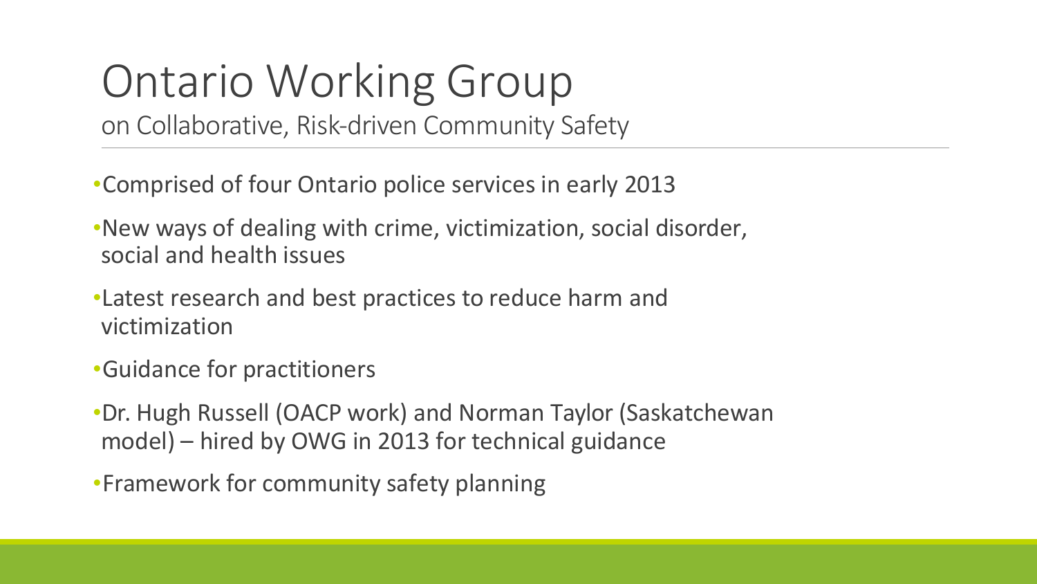# Ontario Working Group

on Collaborative, Risk-driven Community Safety

- Comprised of four Ontario police services in early 2013
- New ways of dealing with crime, victimization, social disorder, social and health issues
- Latest research and best practices to reduce harm and victimization
- Guidance for practitioners
- Dr. Hugh Russell (OACP work) and Norman Taylor (Saskatchewan model) – hired by OWG in 2013 for technical guidance
- Framework for community safety planning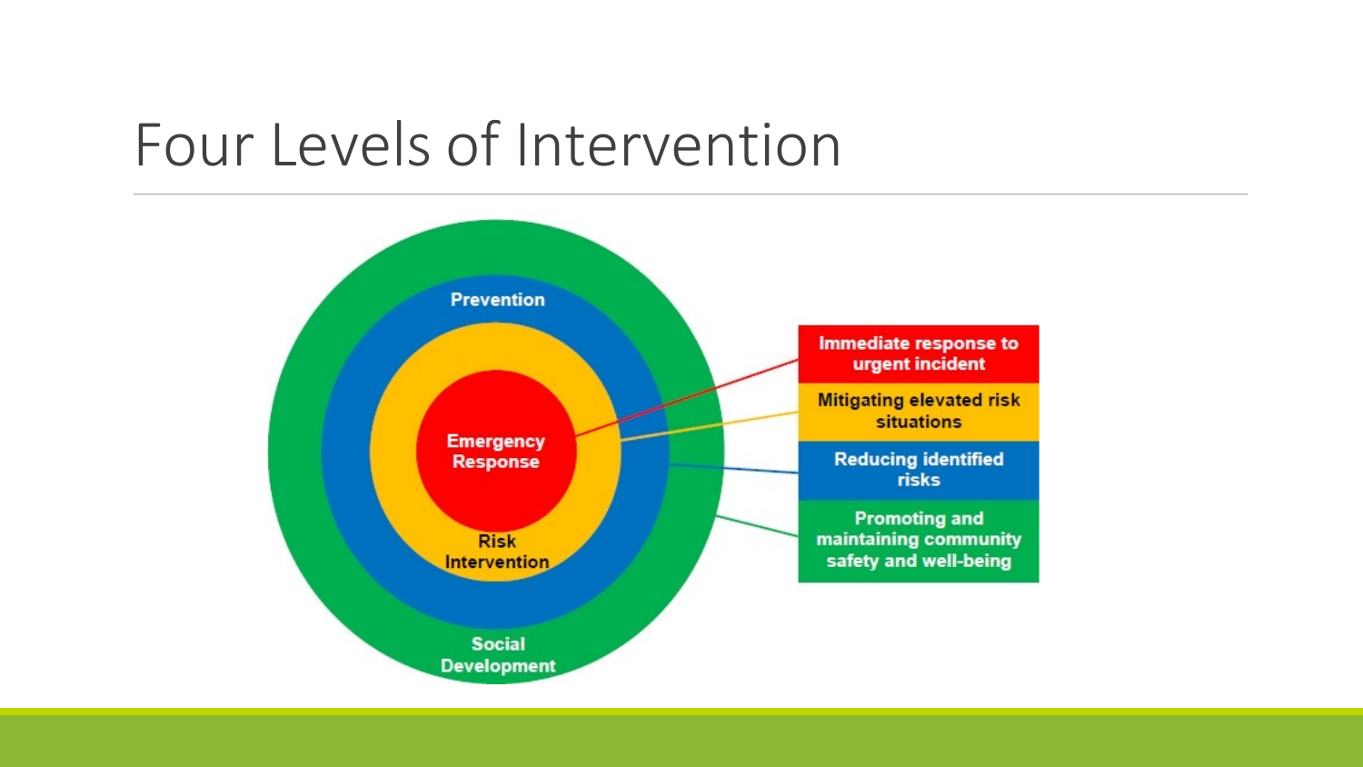# Four Levels of Intervention

- **Emergency Response** — Immediate response to urgent incident
- **Risk Intervention** — Mitigating elevated risk situations
- **Prevention** — Reducing identified risks
- **Social Development** — Promoting and maintaining community safety and well-being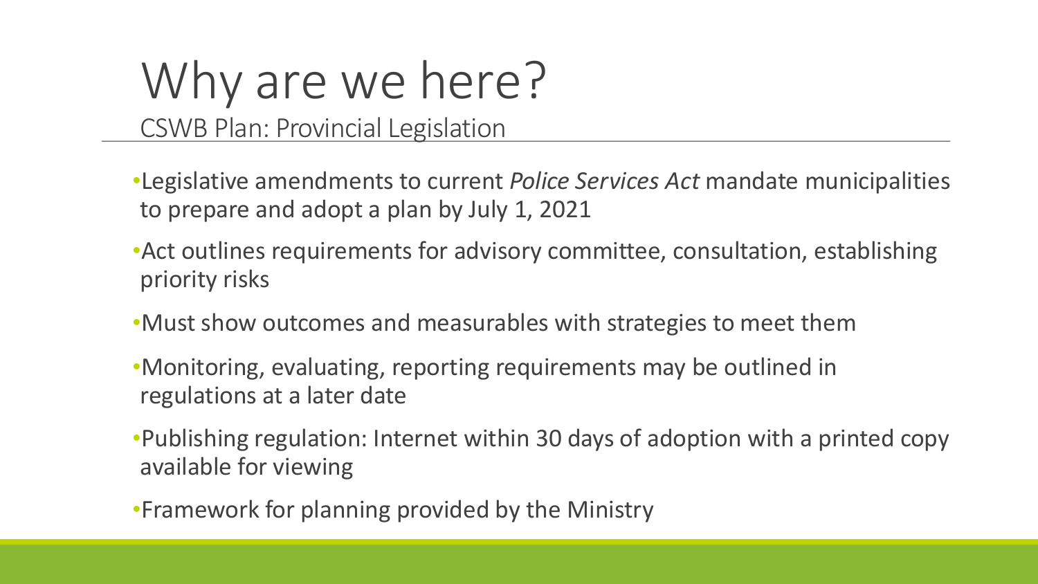# Why are we here?

## CSWB Plan: Provincial Legislation

- Legislative amendments to current *Police Services Act* mandate municipalities to prepare and adopt a plan by July 1, 2021
- Act outlines requirements for advisory committee, consultation, establishing priority risks
- Must show outcomes and measurables with strategies to meet them
- Monitoring, evaluating, reporting requirements may be outlined in regulations at a later date
- Publishing regulation: Internet within 30 days of adoption with a printed copy available for viewing
- Framework for planning provided by the Ministry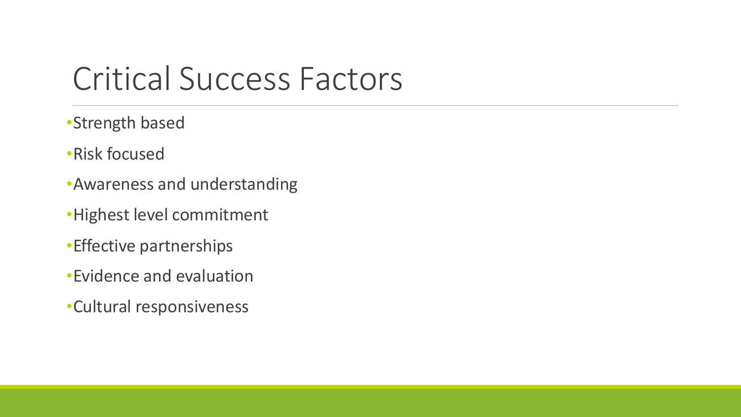# Critical Success Factors

- Strength based
- Risk focused
- Awareness and understanding
- Highest level commitment
- Effective partnerships
- Evidence and evaluation
- Cultural responsiveness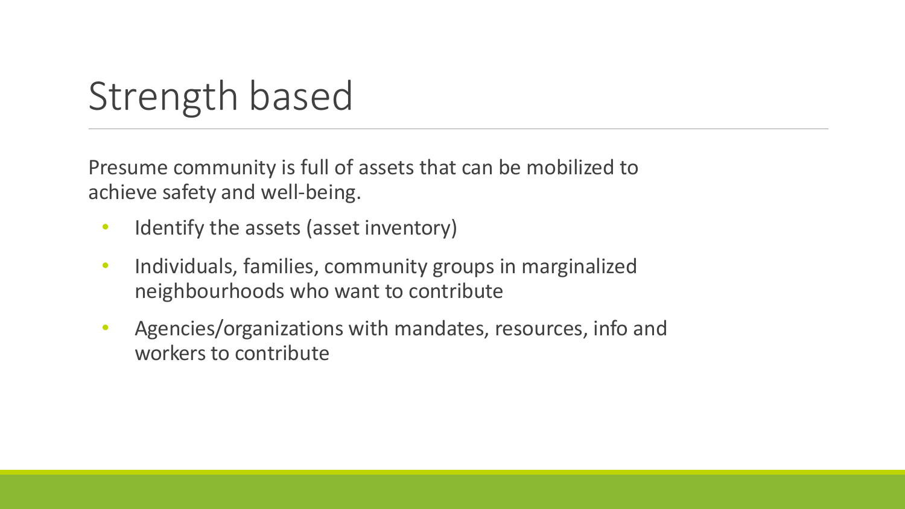# Strength based

Presume community is full of assets that can be mobilized to achieve safety and well-being.

- Identify the assets (asset inventory)
- Individuals, families, community groups in marginalized neighbourhoods who want to contribute
- Agencies/organizations with mandates, resources, info and workers to contribute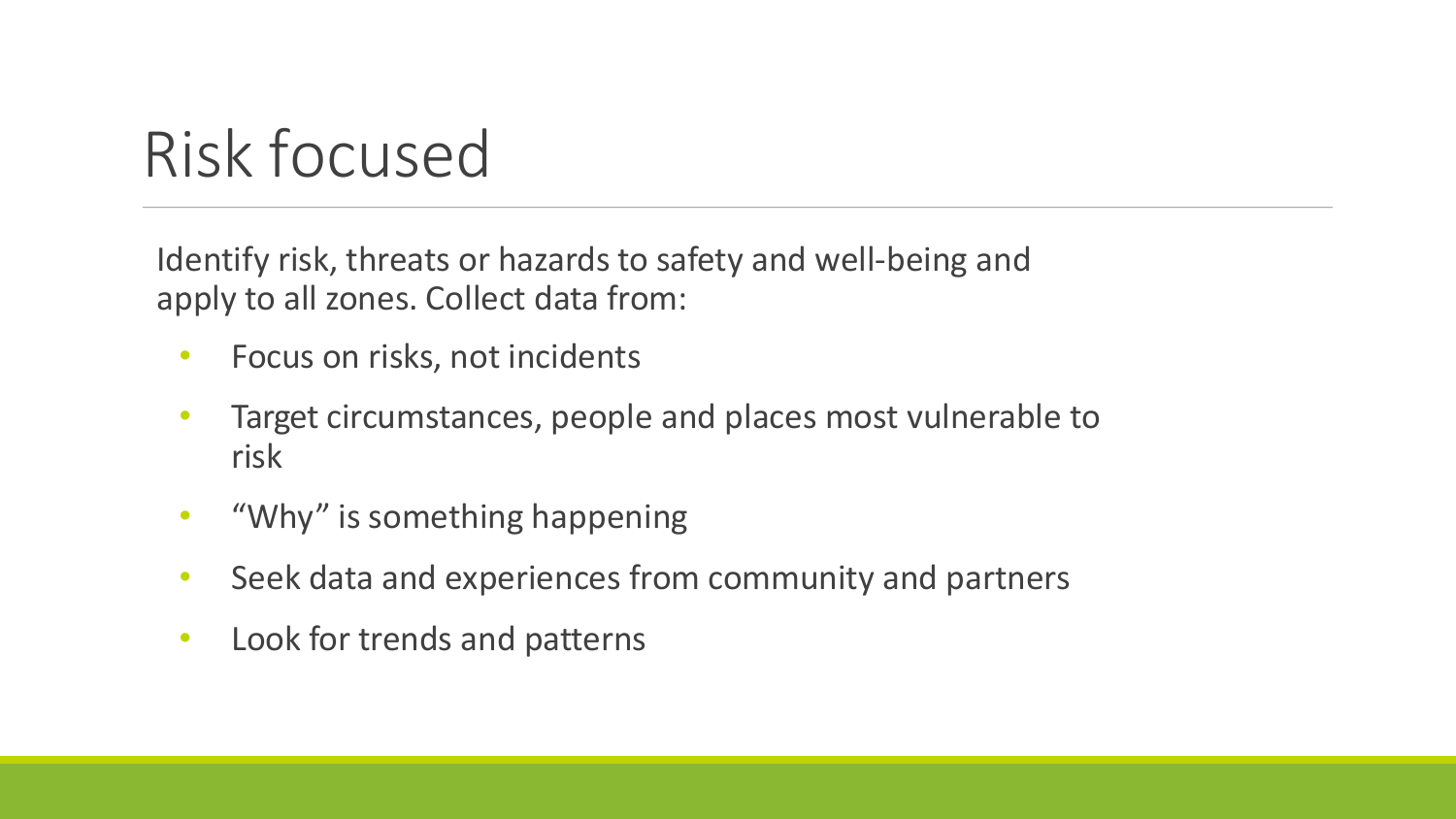# Risk focused

Identify risk, threats or hazards to safety and well-being and apply to all zones. Collect data from:

- Focus on risks, not incidents
- Target circumstances, people and places most vulnerable to risk
- "Why" is something happening
- Seek data and experiences from community and partners
- Look for trends and patterns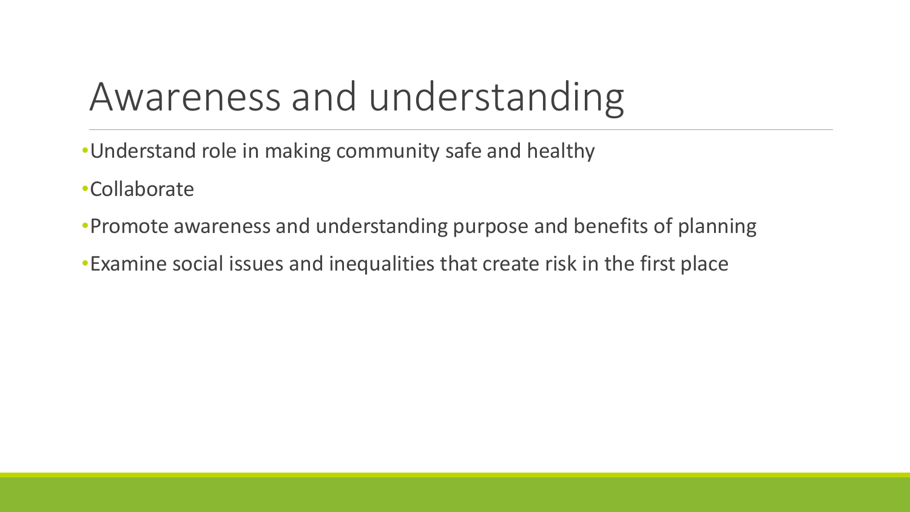# Awareness and understanding

- Understand role in making community safe and healthy
- Collaborate
- Promote awareness and understanding purpose and benefits of planning
- Examine social issues and inequalities that create risk in the first place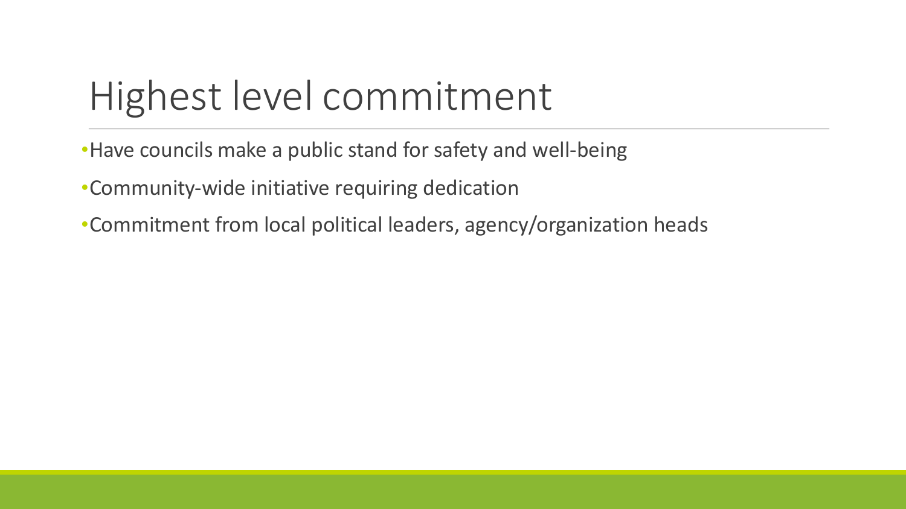# Highest level commitment

- Have councils make a public stand for safety and well-being
- Community-wide initiative requiring dedication
- Commitment from local political leaders, agency/organization heads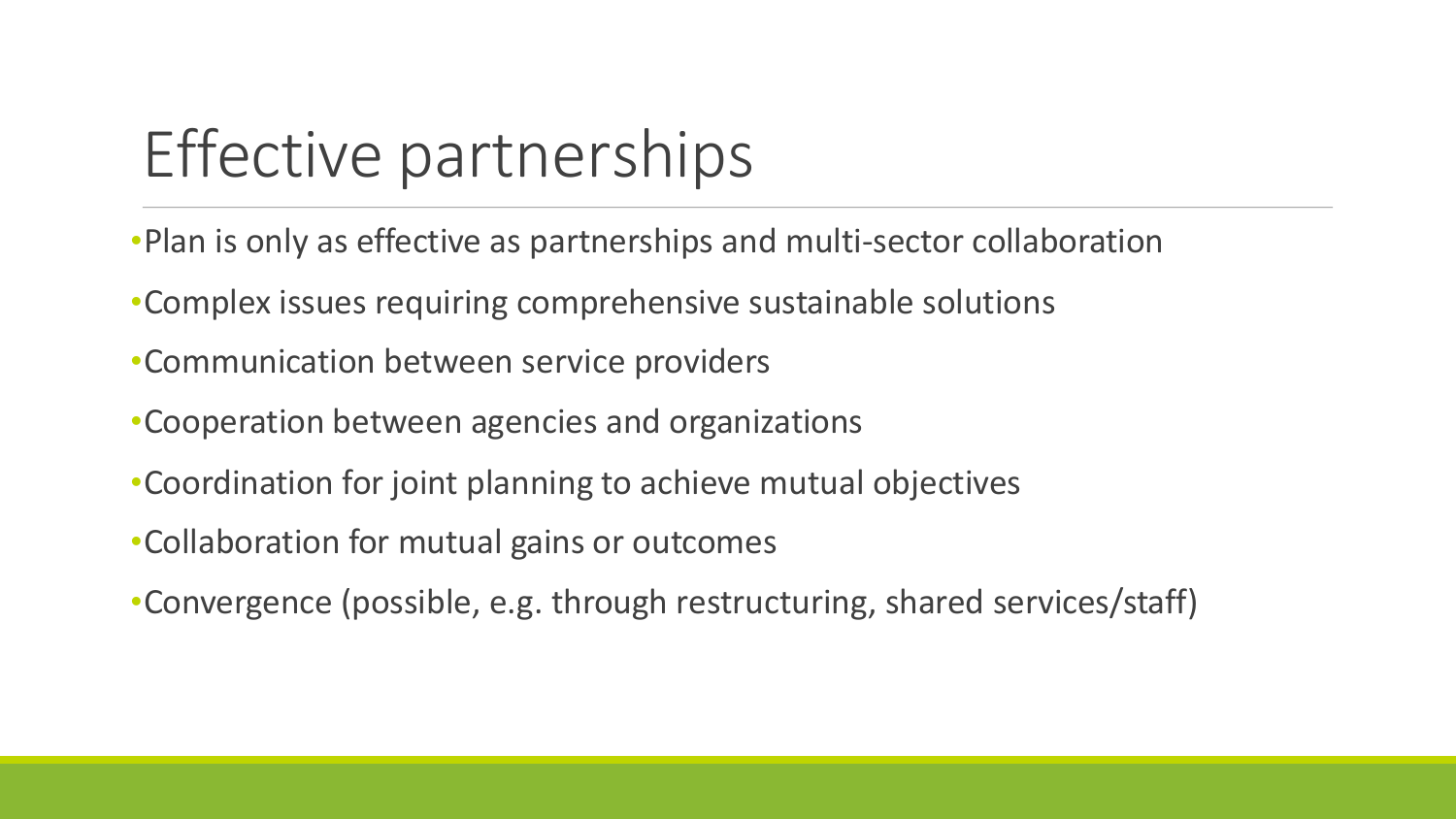# Effective partnerships

- Plan is only as effective as partnerships and multi-sector collaboration
- Complex issues requiring comprehensive sustainable solutions
- Communication between service providers
- Cooperation between agencies and organizations
- Coordination for joint planning to achieve mutual objectives
- Collaboration for mutual gains or outcomes
- Convergence (possible, e.g. through restructuring, shared services/staff)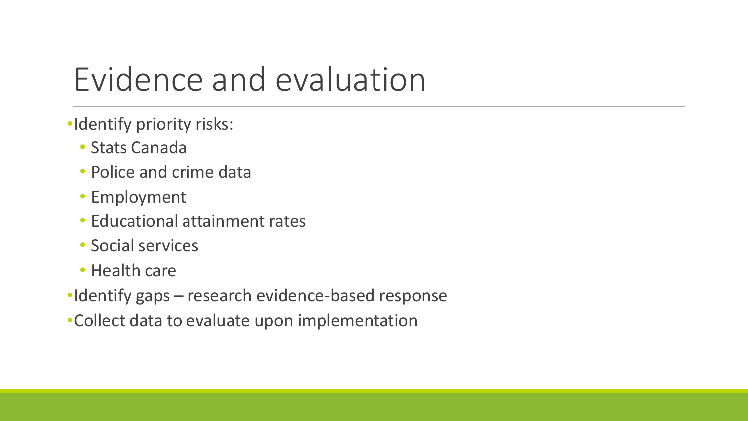# Evidence and evaluation

- Identify priority risks:
  - Stats Canada
  - Police and crime data
  - Employment
  - Educational attainment rates
  - Social services
  - Health care
- Identify gaps – research evidence-based response
- Collect data to evaluate upon implementation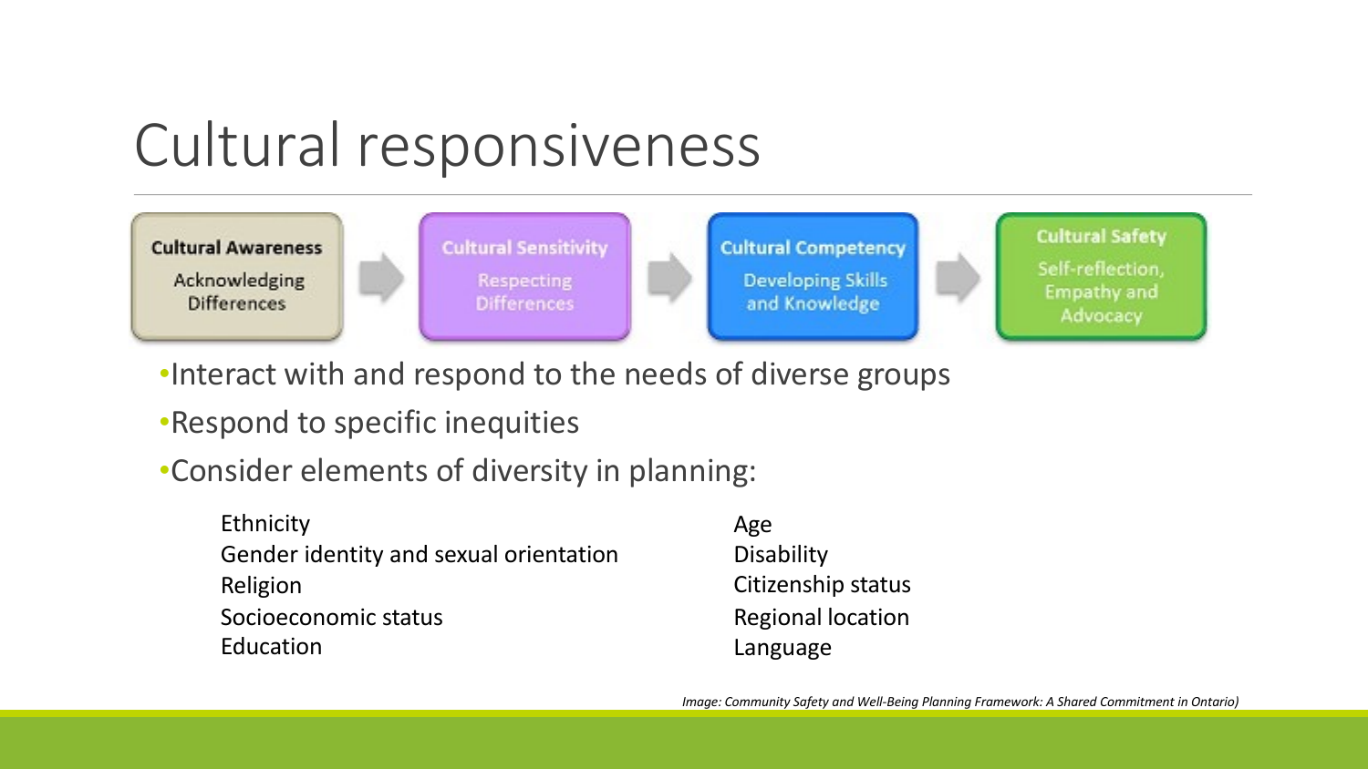# Cultural responsiveness

**Cultural Awareness** Acknowledging Differences → **Cultural Sensitivity** Respecting Differences → **Cultural Competency** Developing Skills and Knowledge → **Cultural Safety** Self-reflection, Empathy and Advocacy

- Interact with and respond to the needs of diverse groups
- Respond to specific inequities
- Consider elements of diversity in planning:

Ethnicity
Gender identity and sexual orientation
Religion
Socioeconomic status
Education
Age
Disability
Citizenship status
Regional location
Language

*Image: Community Safety and Well-Being Planning Framework: A Shared Commitment in Ontario)*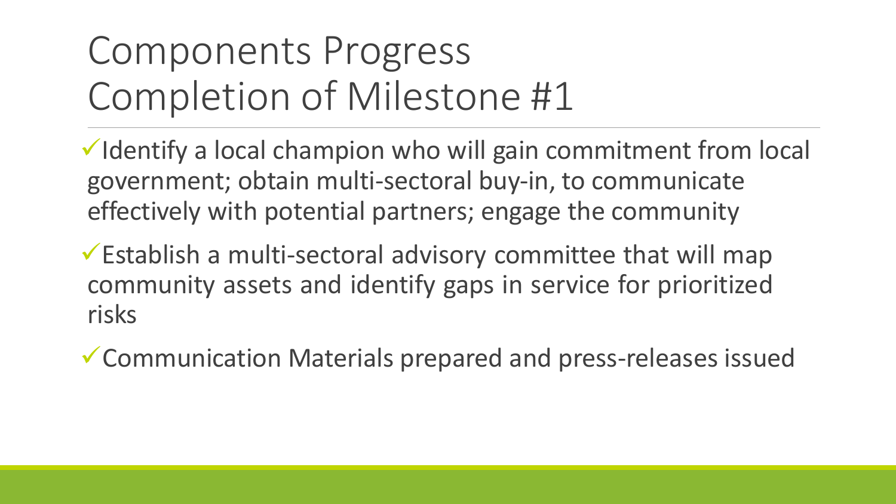# Components Progress
# Completion of Milestone #1

- ✓ Identify a local champion who will gain commitment from local government; obtain multi-sectoral buy-in, to communicate effectively with potential partners; engage the community
- ✓ Establish a multi-sectoral advisory committee that will map community assets and identify gaps in service for prioritized risks
- ✓ Communication Materials prepared and press-releases issued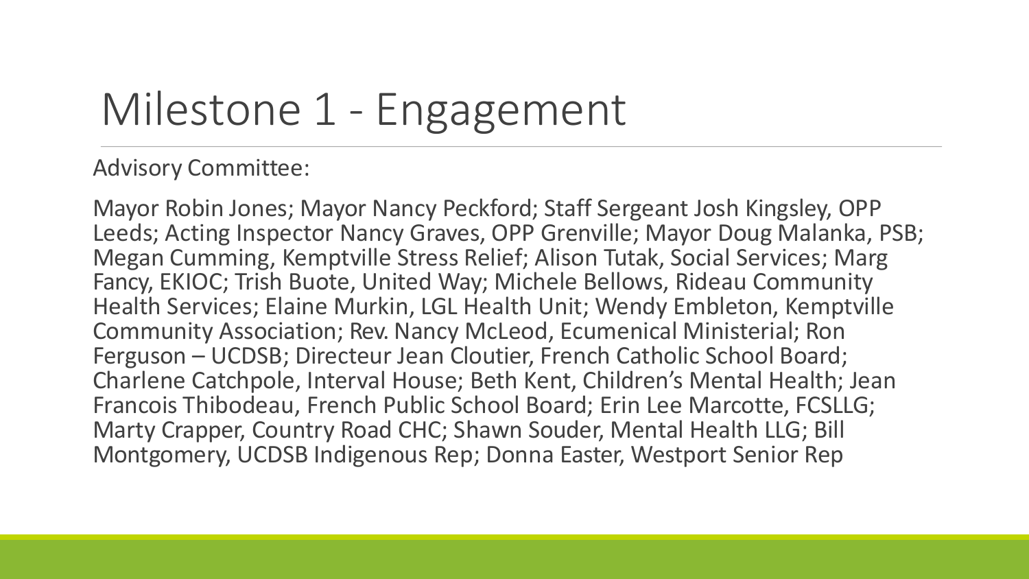# Milestone 1 - Engagement

Advisory Committee:

Mayor Robin Jones; Mayor Nancy Peckford; Staff Sergeant Josh Kingsley, OPP Leeds; Acting Inspector Nancy Graves, OPP Grenville; Mayor Doug Malanka, PSB; Megan Cumming, Kemptville Stress Relief; Alison Tutak, Social Services; Marg Fancy, EKIOC; Trish Buote, United Way; Michele Bellows, Rideau Community Health Services; Elaine Murkin, LGL Health Unit; Wendy Embleton, Kemptville Community Association; Rev. Nancy McLeod, Ecumenical Ministerial; Ron Ferguson – UCDSB; Directeur Jean Cloutier, French Catholic School Board; Charlene Catchpole, Interval House; Beth Kent, Children's Mental Health; Jean Francois Thibodeau, French Public School Board; Erin Lee Marcotte, FCSLLG; Marty Crapper, Country Road CHC; Shawn Souder, Mental Health LLG; Bill Montgomery, UCDSB Indigenous Rep; Donna Easter, Westport Senior Rep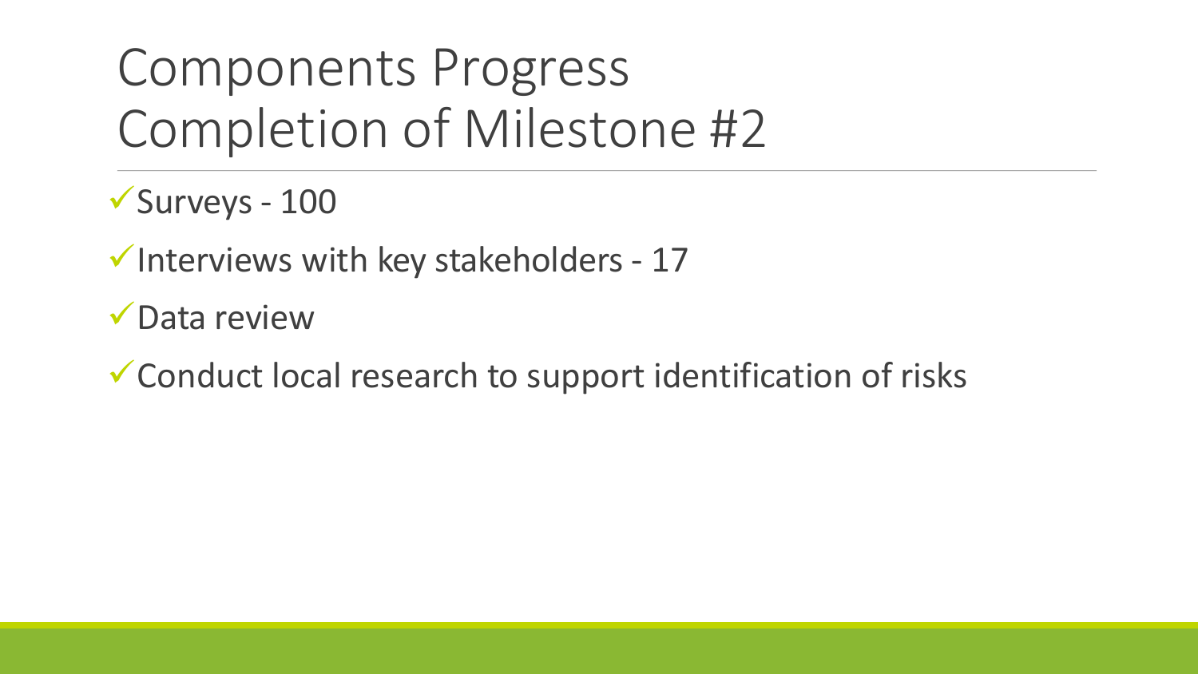# Components Progress
# Completion of Milestone #2

- ✓ Surveys - 100
- ✓ Interviews with key stakeholders - 17
- ✓ Data review
- ✓ Conduct local research to support identification of risks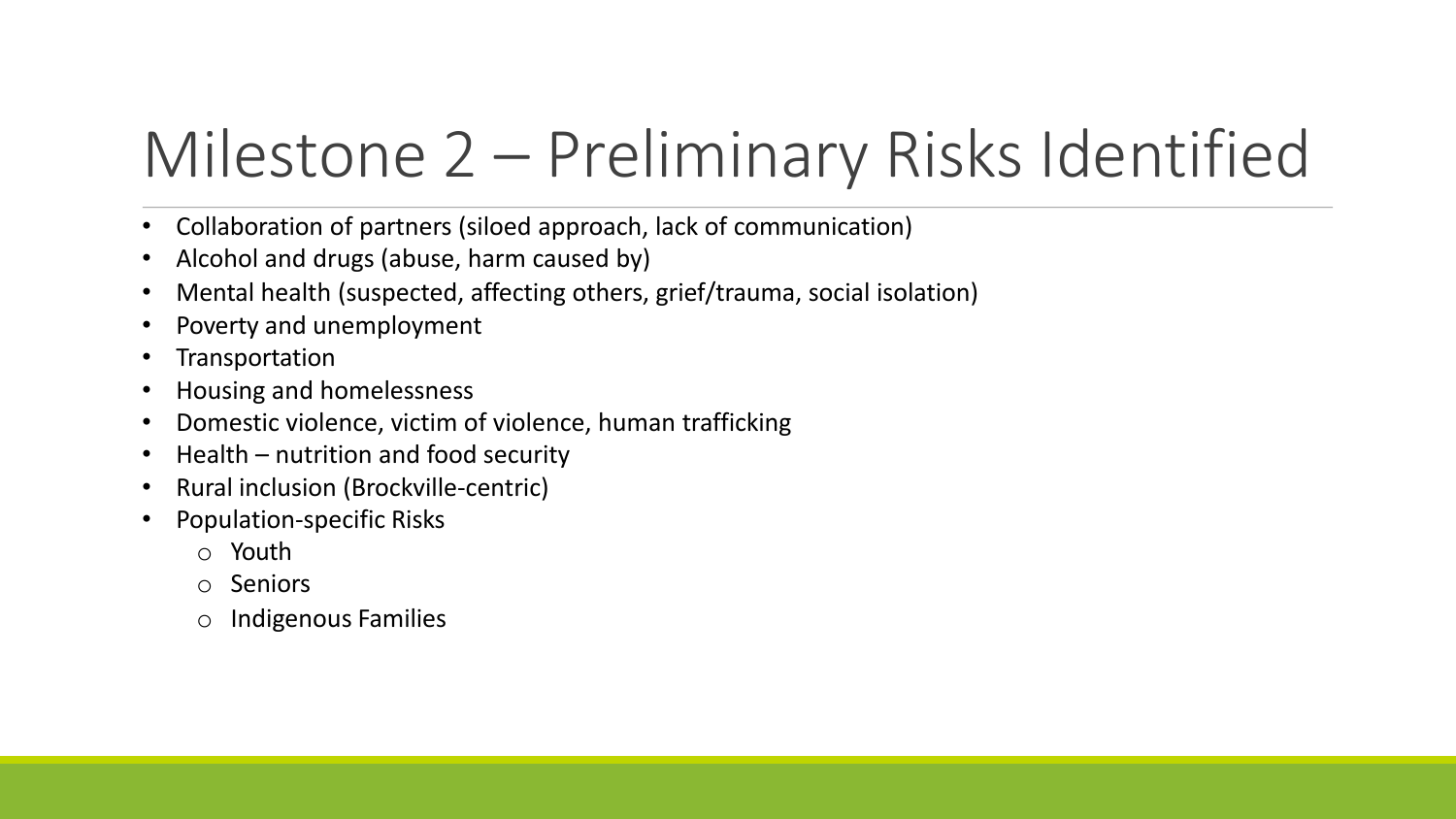# Milestone 2 – Preliminary Risks Identified

- Collaboration of partners (siloed approach, lack of communication)
- Alcohol and drugs (abuse, harm caused by)
- Mental health (suspected, affecting others, grief/trauma, social isolation)
- Poverty and unemployment
- Transportation
- Housing and homelessness
- Domestic violence, victim of violence, human trafficking
- Health – nutrition and food security
- Rural inclusion (Brockville-centric)
- Population-specific Risks
  - Youth
  - Seniors
  - Indigenous Families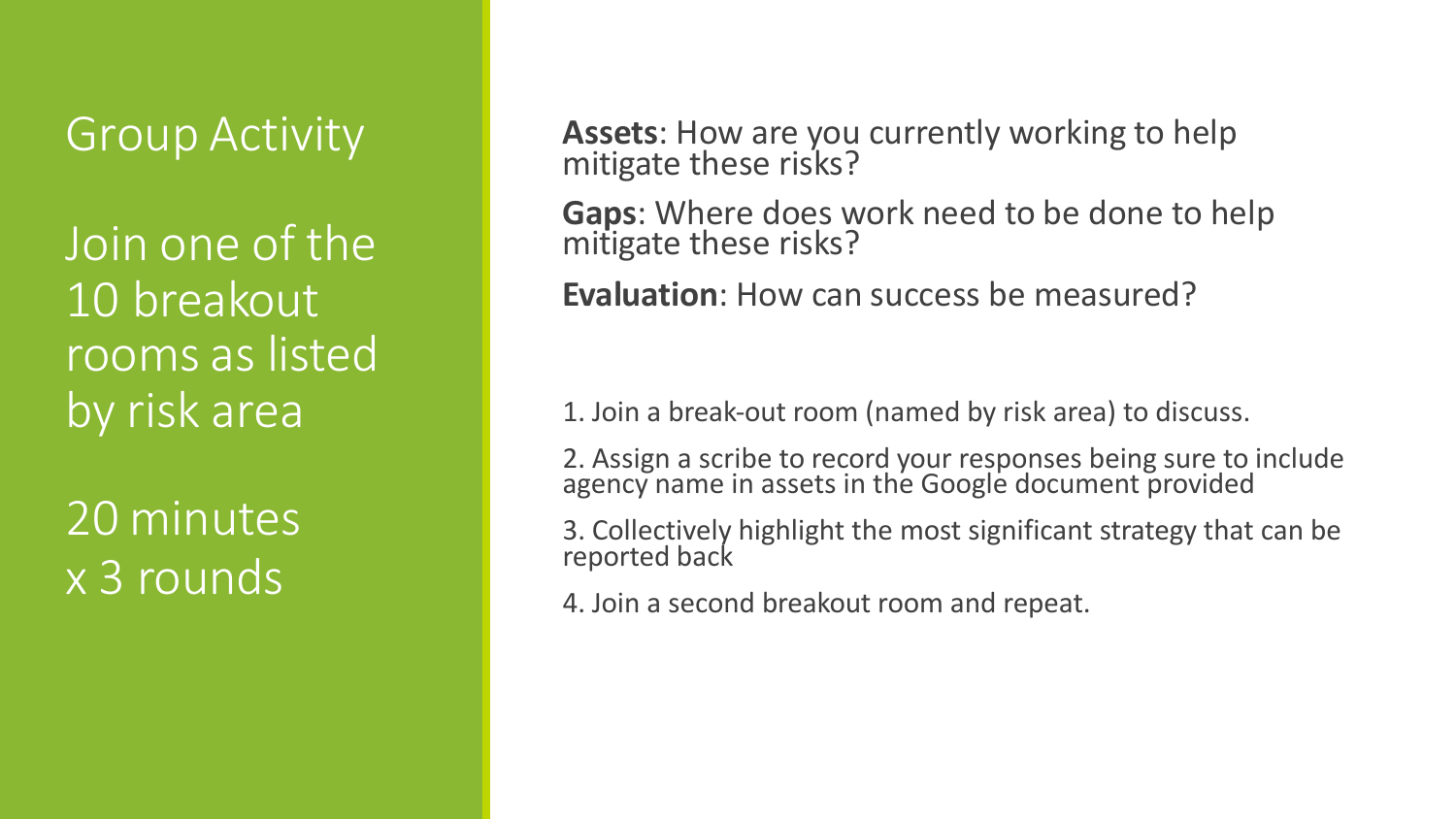# Group Activity

Join one of the 10 breakout rooms as listed by risk area

20 minutes x 3 rounds

**Assets**: How are you currently working to help mitigate these risks?

**Gaps**: Where does work need to be done to help mitigate these risks?

**Evaluation**: How can success be measured?

1. Join a break-out room (named by risk area) to discuss.
2. Assign a scribe to record your responses being sure to include agency name in assets in the Google document provided
3. Collectively highlight the most significant strategy that can be reported back
4. Join a second breakout room and repeat.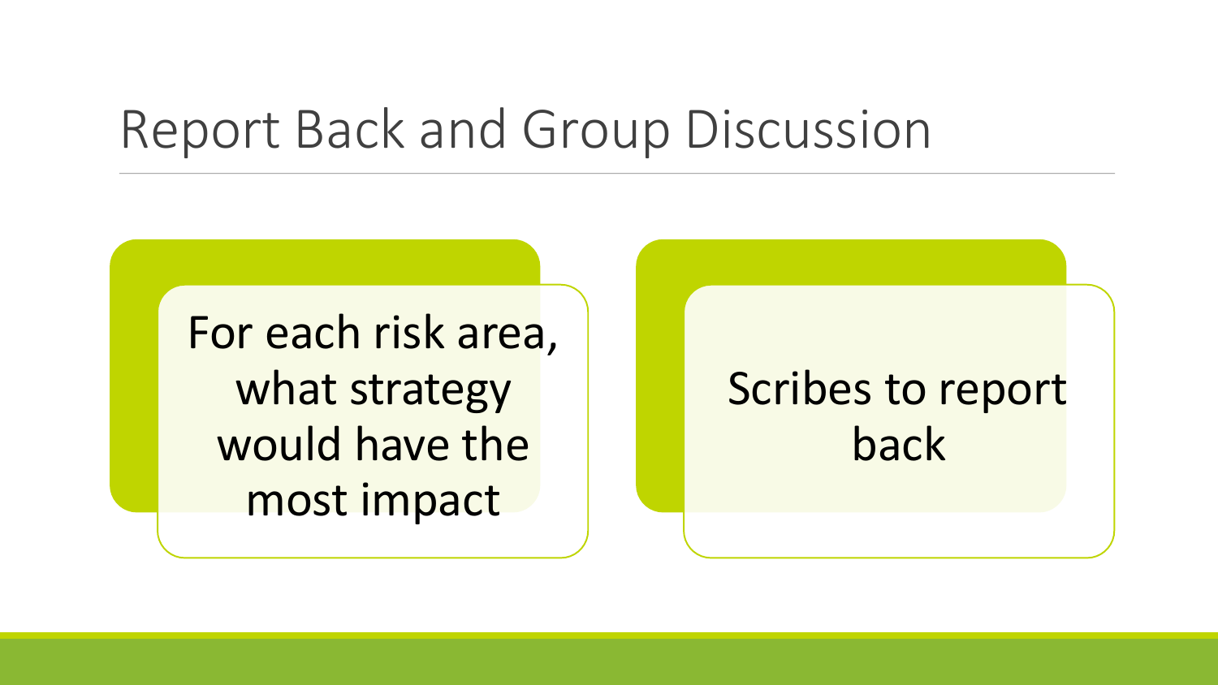# Report Back and Group Discussion

- For each risk area, what strategy would have the most impact
- Scribes to report back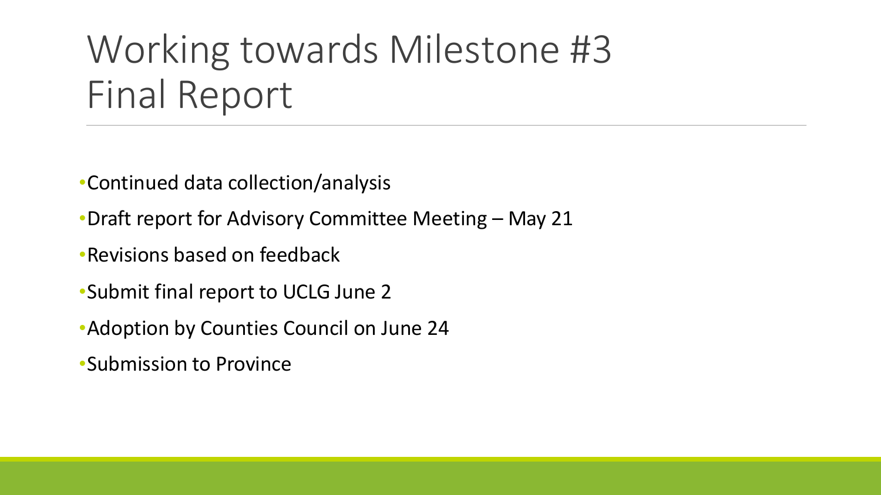# Working towards Milestone #3 Final Report

- Continued data collection/analysis
- Draft report for Advisory Committee Meeting – May 21
- Revisions based on feedback
- Submit final report to UCLG June 2
- Adoption by Counties Council on June 24
- Submission to Province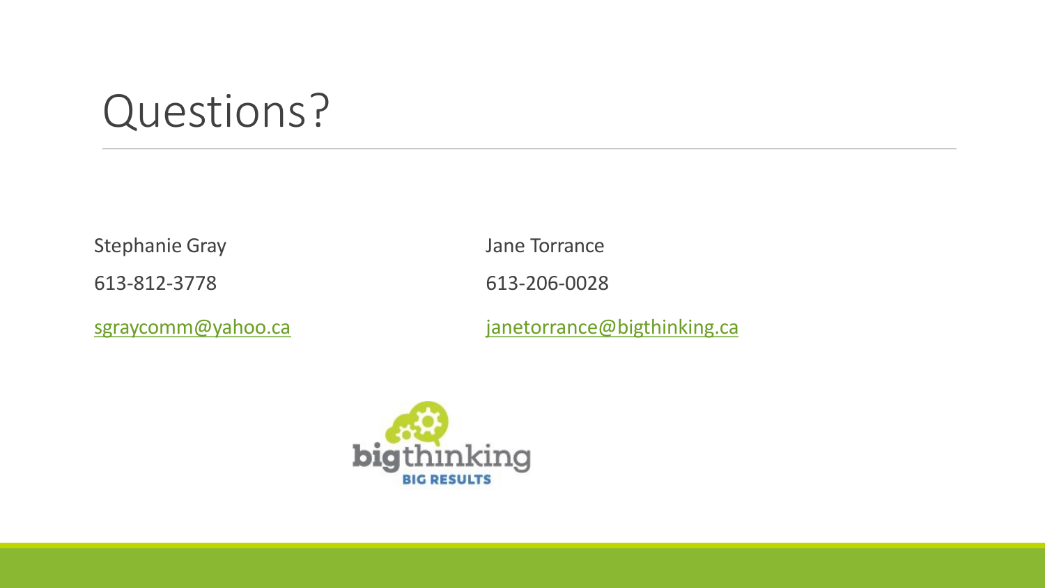# Questions?

Stephanie Gray

613-812-3778

sgraycomm@yahoo.ca

Jane Torrance

613-206-0028

janetorrance@bigthinking.ca